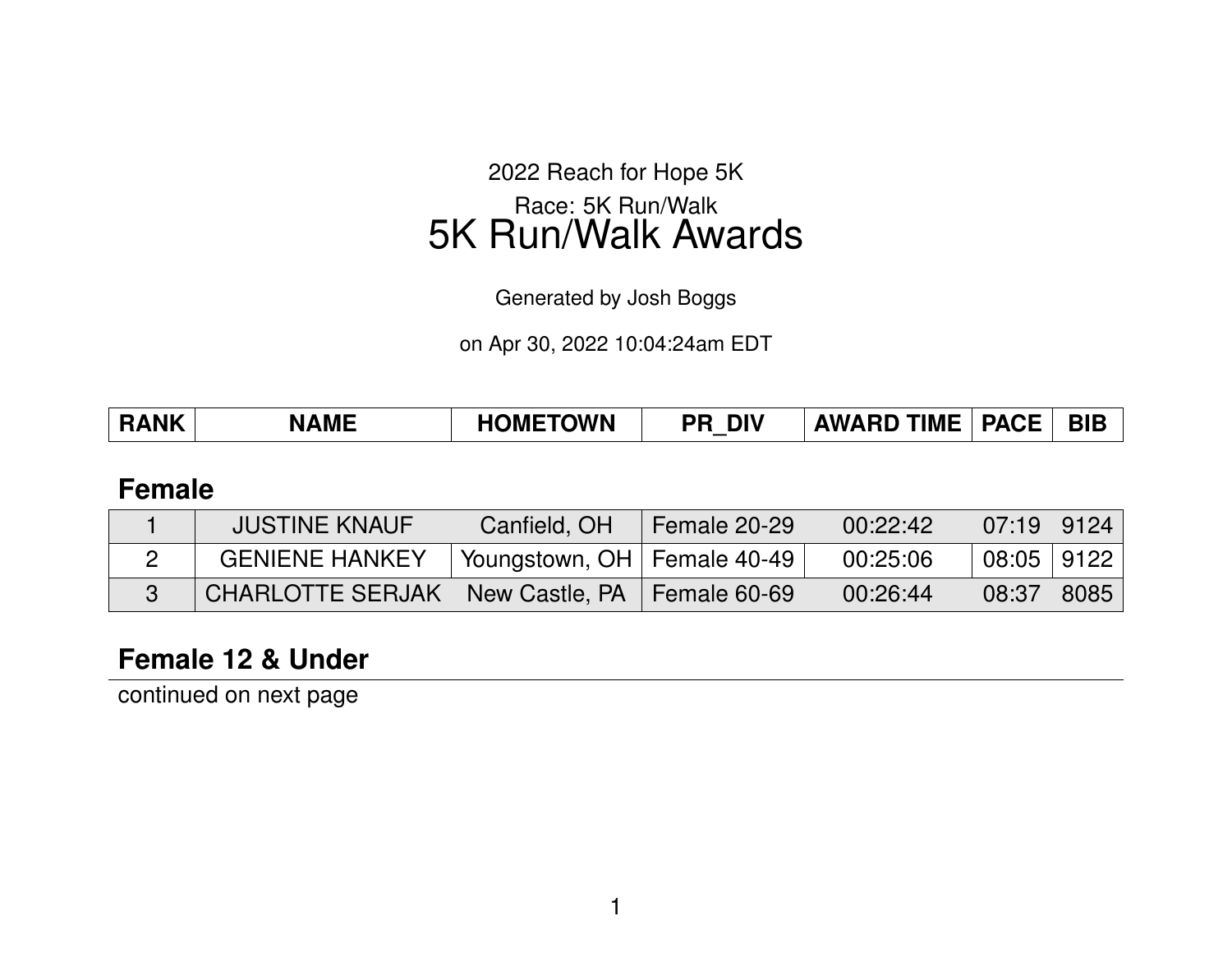2022 Reach for Hope 5K

Race: 5K Run/Walk

# 5K Run/Walk Awards

Generated by Josh Boggs

on Apr 30, 2022 10:04:24am EDT

| RANK | NAME | HOMETOWN | PR_DIV | AWARD TIME | PACE | BIB |
|---|---|---|---|---|---|---|

## Female

| RANK | NAME | HOMETOWN | PR_DIV | AWARD TIME | PACE | BIB |
|---|---|---|---|---|---|---|
| 1 | JUSTINE KNAUF | Canfield, OH | Female 20-29 | 00:22:42 | 07:19 | 9124 |
| 2 | GENIENE HANKEY | Youngstown, OH | Female 40-49 | 00:25:06 | 08:05 | 9122 |
| 3 | CHARLOTTE SERJAK | New Castle, PA | Female 60-69 | 00:26:44 | 08:37 | 8085 |

## Female 12 & Under

continued on next page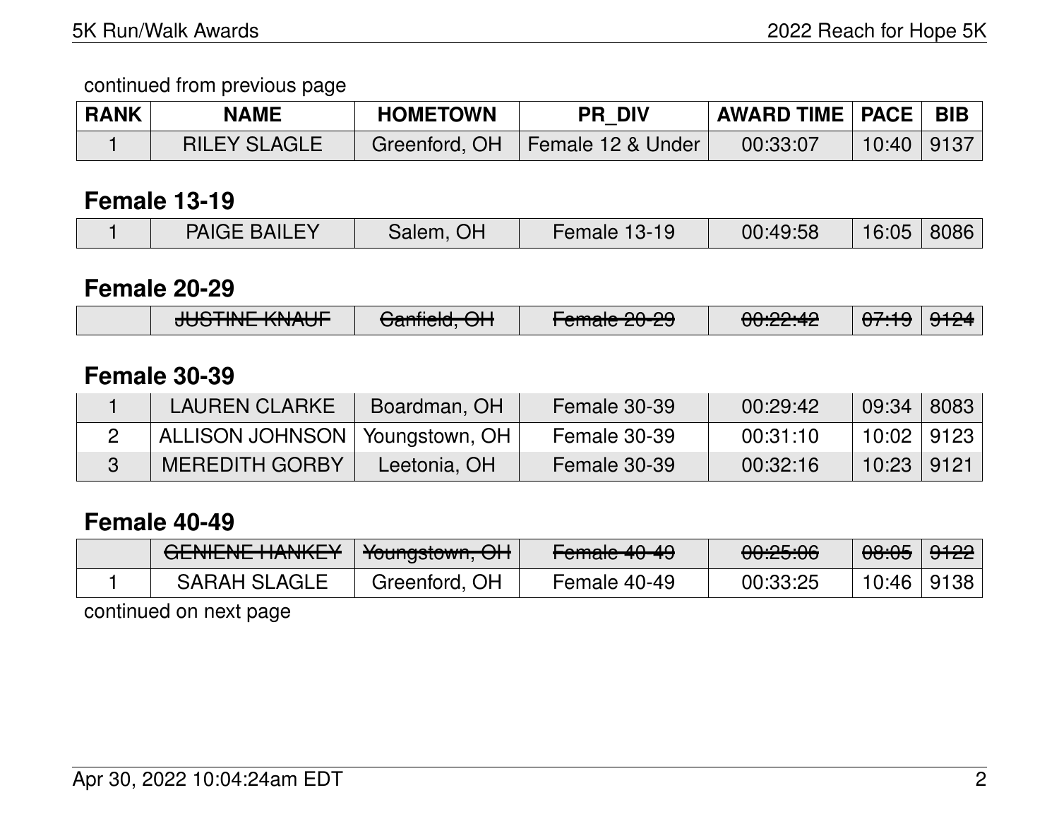continued from previous page

| RANK | NAME | HOMETOWN | PR_DIV | AWARD TIME | PACE | BIB |
|---|---|---|---|---|---|---|
| 1 | RILEY SLAGLE | Greenford, OH | Female 12 & Under | 00:33:07 | 10:40 | 9137 |

## Female 13-19

| RANK | NAME | HOMETOWN | PR_DIV | AWARD TIME | PACE | BIB |
|---|---|---|---|---|---|---|
| 1 | PAIGE BAILEY | Salem, OH | Female 13-19 | 00:49:58 | 16:05 | 8086 |

## Female 20-29

| RANK | NAME | HOMETOWN | PR_DIV | AWARD TIME | PACE | BIB |
|---|---|---|---|---|---|---|
| | ~~JUSTINE KNAUF~~ | ~~Canfield, OH~~ | ~~Female 20-29~~ | ~~00:22:42~~ | ~~07:19~~ | ~~9124~~ |

## Female 30-39

| RANK | NAME | HOMETOWN | PR_DIV | AWARD TIME | PACE | BIB |
|---|---|---|---|---|---|---|
| 1 | LAUREN CLARKE | Boardman, OH | Female 30-39 | 00:29:42 | 09:34 | 8083 |
| 2 | ALLISON JOHNSON | Youngstown, OH | Female 30-39 | 00:31:10 | 10:02 | 9123 |
| 3 | MEREDITH GORBY | Leetonia, OH | Female 30-39 | 00:32:16 | 10:23 | 9121 |

## Female 40-49

| RANK | NAME | HOMETOWN | PR_DIV | AWARD TIME | PACE | BIB |
|---|---|---|---|---|---|---|
| | ~~GENIENE HANKEY~~ | ~~Youngstown, OH~~ | ~~Female 40-49~~ | ~~00:25:06~~ | ~~08:05~~ | ~~9122~~ |
| 1 | SARAH SLAGLE | Greenford, OH | Female 40-49 | 00:33:25 | 10:46 | 9138 |

continued on next page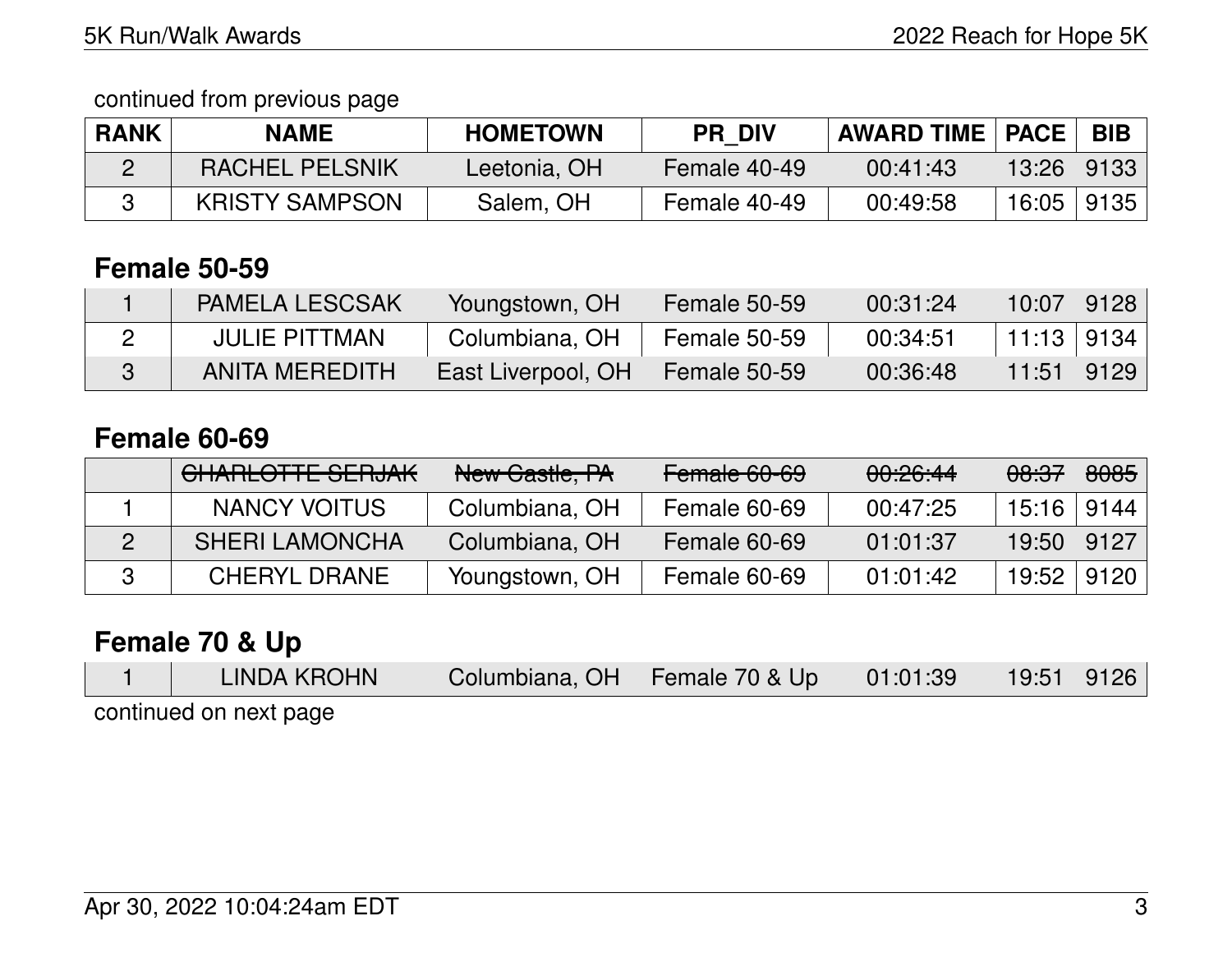continued from previous page

| RANK | NAME | HOMETOWN | PR_DIV | AWARD TIME | PACE | BIB |
|---|---|---|---|---|---|---|
| 2 | RACHEL PELSNIK | Leetonia, OH | Female 40-49 | 00:41:43 | 13:26 | 9133 |
| 3 | KRISTY SAMPSON | Salem, OH | Female 40-49 | 00:49:58 | 16:05 | 9135 |

## Female 50-59

| RANK | NAME | HOMETOWN | PR_DIV | AWARD TIME | PACE | BIB |
|---|---|---|---|---|---|---|
| 1 | PAMELA LESCSAK | Youngstown, OH | Female 50-59 | 00:31:24 | 10:07 | 9128 |
| 2 | JULIE PITTMAN | Columbiana, OH | Female 50-59 | 00:34:51 | 11:13 | 9134 |
| 3 | ANITA MEREDITH | East Liverpool, OH | Female 50-59 | 00:36:48 | 11:51 | 9129 |

## Female 60-69

| RANK | NAME | HOMETOWN | PR_DIV | AWARD TIME | PACE | BIB |
|---|---|---|---|---|---|---|
| | ~~CHARLOTTE SERJAK~~ | ~~New Castle, PA~~ | ~~Female 60-69~~ | ~~00:26:44~~ | ~~08:37~~ | ~~8085~~ |
| 1 | NANCY VOITUS | Columbiana, OH | Female 60-69 | 00:47:25 | 15:16 | 9144 |
| 2 | SHERI LAMONCHA | Columbiana, OH | Female 60-69 | 01:01:37 | 19:50 | 9127 |
| 3 | CHERYL DRANE | Youngstown, OH | Female 60-69 | 01:01:42 | 19:52 | 9120 |

## Female 70 & Up

| RANK | NAME | HOMETOWN | PR_DIV | AWARD TIME | PACE | BIB |
|---|---|---|---|---|---|---|
| 1 | LINDA KROHN | Columbiana, OH | Female 70 & Up | 01:01:39 | 19:51 | 9126 |

continued on next page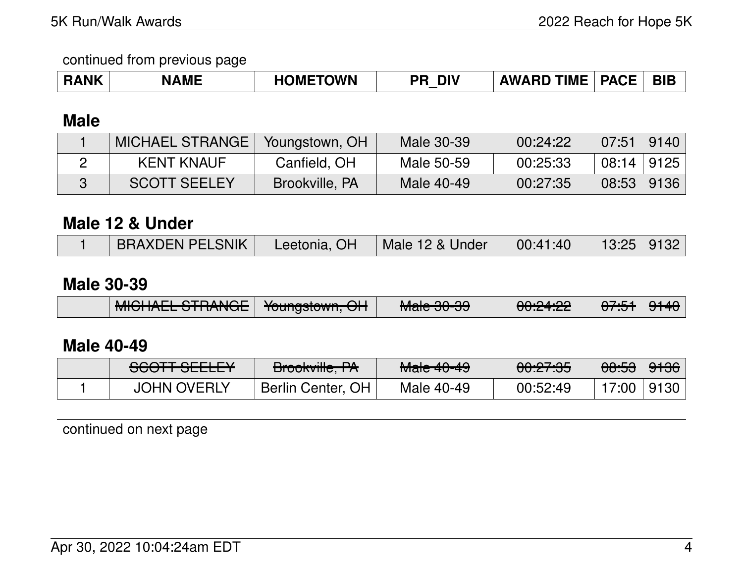continued from previous page

| RANK | NAME | HOMETOWN | PR_DIV | AWARD TIME | PACE | BIB |
|---|---|---|---|---|---|---|

## Male

| RANK | NAME | HOMETOWN | PR_DIV | AWARD TIME | PACE | BIB |
|---|---|---|---|---|---|---|
| 1 | MICHAEL STRANGE | Youngstown, OH | Male 30-39 | 00:24:22 | 07:51 | 9140 |
| 2 | KENT KNAUF | Canfield, OH | Male 50-59 | 00:25:33 | 08:14 | 9125 |
| 3 | SCOTT SEELEY | Brookville, PA | Male 40-49 | 00:27:35 | 08:53 | 9136 |

## Male 12 & Under

| RANK | NAME | HOMETOWN | PR_DIV | AWARD TIME | PACE | BIB |
|---|---|---|---|---|---|---|
| 1 | BRAXDEN PELSNIK | Leetonia, OH | Male 12 & Under | 00:41:40 | 13:25 | 9132 |

## Male 30-39

| RANK | NAME | HOMETOWN | PR_DIV | AWARD TIME | PACE | BIB |
|---|---|---|---|---|---|---|
| | ~~MICHAEL STRANGE~~ | ~~Youngstown, OH~~ | ~~Male 30-39~~ | ~~00:24:22~~ | ~~07:51~~ | ~~9140~~ |

## Male 40-49

| RANK | NAME | HOMETOWN | PR_DIV | AWARD TIME | PACE | BIB |
|---|---|---|---|---|---|---|
| | ~~SCOTT SEELEY~~ | ~~Brookville, PA~~ | ~~Male 40-49~~ | ~~00:27:35~~ | ~~08:53~~ | ~~9136~~ |
| 1 | JOHN OVERLY | Berlin Center, OH | Male 40-49 | 00:52:49 | 17:00 | 9130 |

continued on next page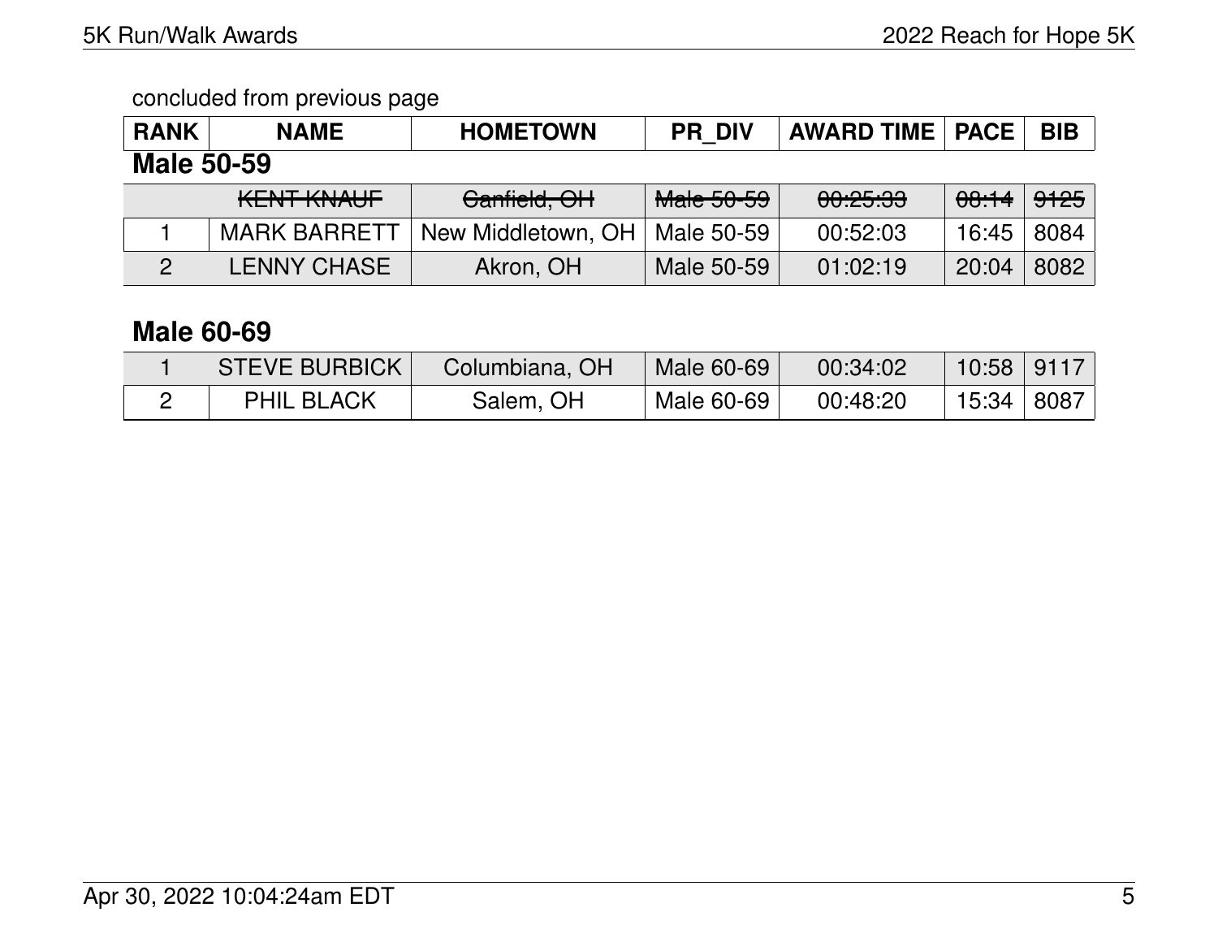concluded from previous page

| RANK | NAME | HOMETOWN | PR_DIV | AWARD TIME | PACE | BIB |
|---|---|---|---|---|---|---|

## Male 50-59

| RANK | NAME | HOMETOWN | PR_DIV | AWARD TIME | PACE | BIB |
|---|---|---|---|---|---|---|
| | ~~KENT KNAUF~~ | ~~Canfield, OH~~ | ~~Male 50-59~~ | ~~00:25:33~~ | ~~08:14~~ | ~~9125~~ |
| 1 | MARK BARRETT | New Middletown, OH | Male 50-59 | 00:52:03 | 16:45 | 8084 |
| 2 | LENNY CHASE | Akron, OH | Male 50-59 | 01:02:19 | 20:04 | 8082 |

## Male 60-69

| RANK | NAME | HOMETOWN | PR_DIV | AWARD TIME | PACE | BIB |
|---|---|---|---|---|---|---|
| 1 | STEVE BURBICK | Columbiana, OH | Male 60-69 | 00:34:02 | 10:58 | 9117 |
| 2 | PHIL BLACK | Salem, OH | Male 60-69 | 00:48:20 | 15:34 | 8087 |